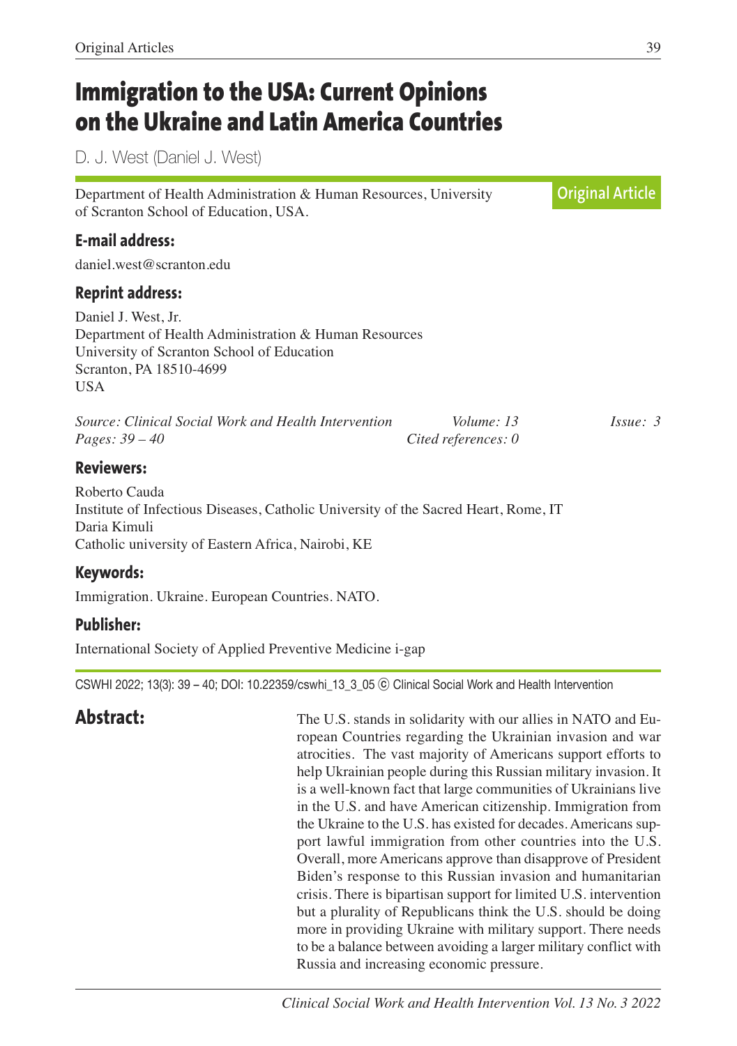# Immigration to the USA: Current Opinions on the Ukraine and Latin America Countries

D. J. West (Daniel J. West)

Department of Health Administration & Human Resources, University of Scranton School of Education, USA.

**Original Article**

### E-mail address:

daniel.west@scranton.edu

### Reprint address:

Daniel J. West, Jr.
Department of Health Administration & Human Resources
University of Scranton School of Education
Scranton, PA 18510-4699
USA

*Source: Clinical Social Work and Health Intervention* *Volume: 13* *Issue: 3*
*Pages: 39 – 40* *Cited references: 0*

### Reviewers:

Roberto Cauda
Institute of Infectious Diseases, Catholic University of the Sacred Heart, Rome, IT
Daria Kimuli
Catholic university of Eastern Africa, Nairobi, KE

### Keywords:

Immigration. Ukraine. European Countries. NATO.

### Publisher:

International Society of Applied Preventive Medicine i-gap

CSWHI 2022; 13(3): 39 – 40; DOI: 10.22359/cswhi_13_3_05 © Clinical Social Work and Health Intervention

## Abstract:

The U.S. stands in solidarity with our allies in NATO and European Countries regarding the Ukrainian invasion and war atrocities. The vast majority of Americans support efforts to help Ukrainian people during this Russian military invasion. It is a well-known fact that large communities of Ukrainians live in the U.S. and have American citizenship. Immigration from the Ukraine to the U.S. has existed for decades. Americans support lawful immigration from other countries into the U.S. Overall, more Americans approve than disapprove of President Biden's response to this Russian invasion and humanitarian crisis. There is bipartisan support for limited U.S. intervention but a plurality of Republicans think the U.S. should be doing more in providing Ukraine with military support. There needs to be a balance between avoiding a larger military conflict with Russia and increasing economic pressure.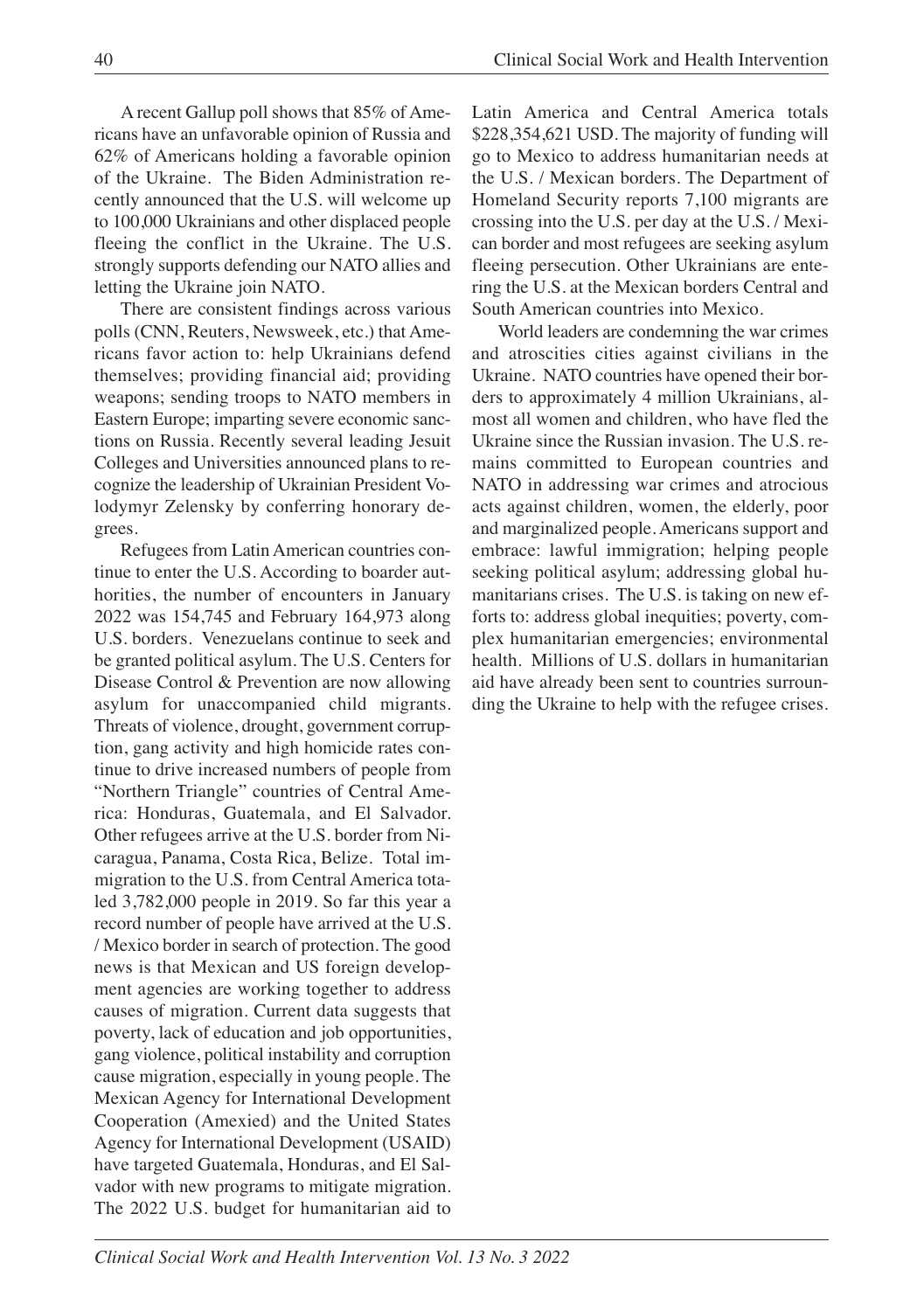A recent Gallup poll shows that 85% of Americans have an unfavorable opinion of Russia and 62% of Americans holding a favorable opinion of the Ukraine. The Biden Administration recently announced that the U.S. will welcome up to 100,000 Ukrainians and other displaced people fleeing the conflict in the Ukraine. The U.S. strongly supports defending our NATO allies and letting the Ukraine join NATO.

There are consistent findings across various polls (CNN, Reuters, Newsweek, etc.) that Americans favor action to: help Ukrainians defend themselves; providing financial aid; providing weapons; sending troops to NATO members in Eastern Europe; imparting severe economic sanctions on Russia. Recently several leading Jesuit Colleges and Universities announced plans to recognize the leadership of Ukrainian President Volodymyr Zelensky by conferring honorary degrees.

Refugees from Latin American countries continue to enter the U.S. According to boarder authorities, the number of encounters in January 2022 was 154,745 and February 164,973 along U.S. borders. Venezuelans continue to seek and be granted political asylum. The U.S. Centers for Disease Control & Prevention are now allowing asylum for unaccompanied child migrants. Threats of violence, drought, government corruption, gang activity and high homicide rates continue to drive increased numbers of people from "Northern Triangle" countries of Central America: Honduras, Guatemala, and El Salvador. Other refugees arrive at the U.S. border from Nicaragua, Panama, Costa Rica, Belize. Total immigration to the U.S. from Central America totaled 3,782,000 people in 2019. So far this year a record number of people have arrived at the U.S. / Mexico border in search of protection. The good news is that Mexican and US foreign development agencies are working together to address causes of migration. Current data suggests that poverty, lack of education and job opportunities, gang violence, political instability and corruption cause migration, especially in young people. The Mexican Agency for International Development Cooperation (Amexied) and the United States Agency for International Development (USAID) have targeted Guatemala, Honduras, and El Salvador with new programs to mitigate migration. The 2022 U.S. budget for humanitarian aid to Latin America and Central America totals $228,354,621 USD. The majority of funding will go to Mexico to address humanitarian needs at the U.S. / Mexican borders. The Department of Homeland Security reports 7,100 migrants are crossing into the U.S. per day at the U.S. / Mexican border and most refugees are seeking asylum fleeing persecution. Other Ukrainians are entering the U.S. at the Mexican borders Central and South American countries into Mexico.

World leaders are condemning the war crimes and atroscities cities against civilians in the Ukraine. NATO countries have opened their borders to approximately 4 million Ukrainians, almost all women and children, who have fled the Ukraine since the Russian invasion. The U.S. remains committed to European countries and NATO in addressing war crimes and atrocious acts against children, women, the elderly, poor and marginalized people. Americans support and embrace: lawful immigration; helping people seeking political asylum; addressing global humanitarians crises. The U.S. is taking on new efforts to: address global inequities; poverty, complex humanitarian emergencies; environmental health. Millions of U.S. dollars in humanitarian aid have already been sent to countries surrounding the Ukraine to help with the refugee crises.